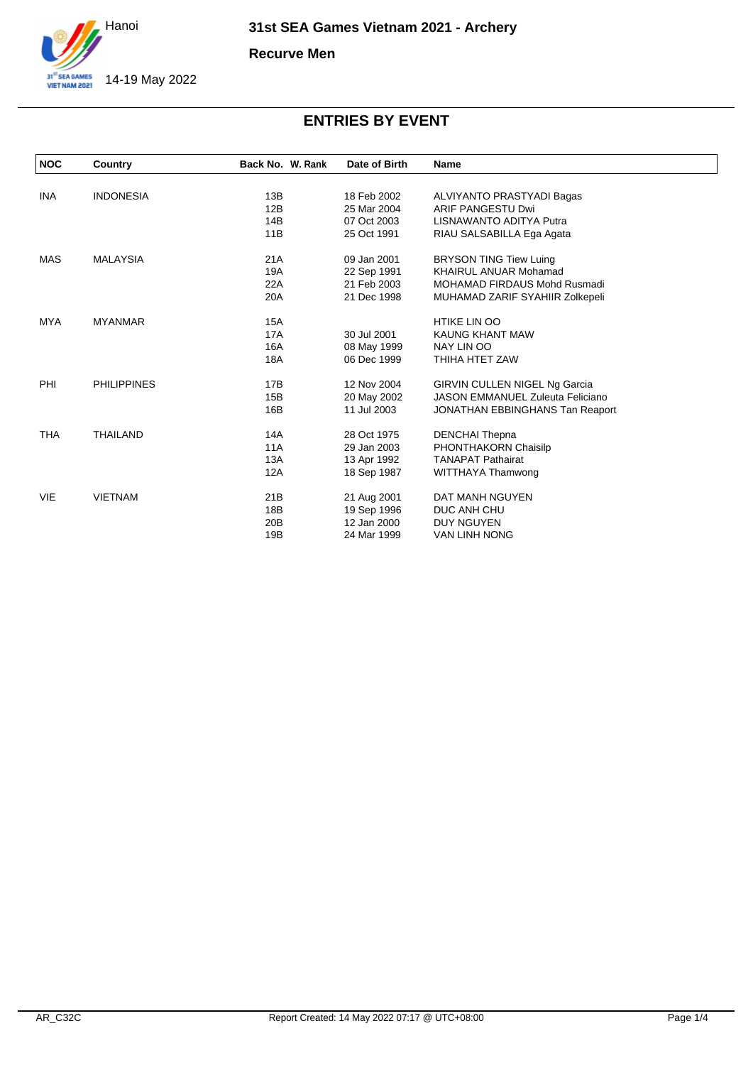# 31st SEA Games Vietnam 2021 - Archery

## Recurve Men

Hanoi

14-19 May 2022

## ENTRIES BY EVENT

| NOC | Country | Back No. | W. Rank | Date of Birth | Name |
|---|---|---|---|---|---|
| INA | INDONESIA | 13B | | 18 Feb 2002 | ALVIYANTO PRASTYADI Bagas |
| | | 12B | | 25 Mar 2004 | ARIF PANGESTU Dwi |
| | | 14B | | 07 Oct 2003 | LISNAWANTO ADITYA Putra |
| | | 11B | | 25 Oct 1991 | RIAU SALSABILLA Ega Agata |
| MAS | MALAYSIA | 21A | | 09 Jan 2001 | BRYSON TING Tiew Luing |
| | | 19A | | 22 Sep 1991 | KHAIRUL ANUAR Mohamad |
| | | 22A | | 21 Feb 2003 | MOHAMAD FIRDAUS Mohd Rusmadi |
| | | 20A | | 21 Dec 1998 | MUHAMAD ZARIF SYAHIIR Zolkepeli |
| MYA | MYANMAR | 15A | | | HTIKE LIN OO |
| | | 17A | | 30 Jul 2001 | KAUNG KHANT MAW |
| | | 16A | | 08 May 1999 | NAY LIN OO |
| | | 18A | | 06 Dec 1999 | THIHA HTET ZAW |
| PHI | PHILIPPINES | 17B | | 12 Nov 2004 | GIRVIN CULLEN NIGEL Ng Garcia |
| | | 15B | | 20 May 2002 | JASON EMMANUEL Zuleuta Feliciano |
| | | 16B | | 11 Jul 2003 | JONATHAN EBBINGHANS Tan Reaport |
| THA | THAILAND | 14A | | 28 Oct 1975 | DENCHAI Thepna |
| | | 11A | | 29 Jan 2003 | PHONTHAKORN Chaisilp |
| | | 13A | | 13 Apr 1992 | TANAPAT Pathairat |
| | | 12A | | 18 Sep 1987 | WITTHAYA Thamwong |
| VIE | VIETNAM | 21B | | 21 Aug 2001 | DAT MANH NGUYEN |
| | | 18B | | 19 Sep 1996 | DUC ANH CHU |
| | | 20B | | 12 Jan 2000 | DUY NGUYEN |
| | | 19B | | 24 Mar 1999 | VAN LINH NONG |

AR_C32C Report Created: 14 May 2022 07:17 @ UTC+08:00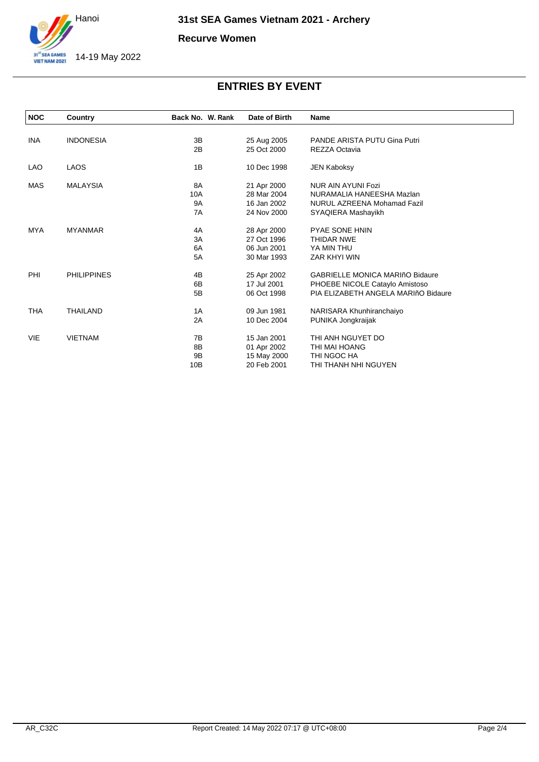# 31st SEA Games Vietnam 2021 - Archery

## Recurve Women

Hanoi

14-19 May 2022

## ENTRIES BY EVENT

| NOC | Country | Back No. | W. Rank | Date of Birth | Name |
|---|---|---|---|---|---|
| INA | INDONESIA | 3B | | 25 Aug 2005 | PANDE ARISTA PUTU Gina Putri |
| | | 2B | | 25 Oct 2000 | REZZA Octavia |
| LAO | LAOS | 1B | | 10 Dec 1998 | JEN Kaboksy |
| MAS | MALAYSIA | 8A | | 21 Apr 2000 | NUR AIN AYUNI Fozi |
| | | 10A | | 28 Mar 2004 | NURAMALIA HANEESHA Mazlan |
| | | 9A | | 16 Jan 2002 | NURUL AZREENA Mohamad Fazil |
| | | 7A | | 24 Nov 2000 | SYAQIERA Mashayikh |
| MYA | MYANMAR | 4A | | 28 Apr 2000 | PYAE SONE HNIN |
| | | 3A | | 27 Oct 1996 | THIDAR NWE |
| | | 6A | | 06 Jun 2001 | YA MIN THU |
| | | 5A | | 30 Mar 1993 | ZAR KHYI WIN |
| PHI | PHILIPPINES | 4B | | 25 Apr 2002 | GABRIELLE MONICA MARIñO Bidaure |
| | | 6B | | 17 Jul 2001 | PHOEBE NICOLE Cataylo Amistoso |
| | | 5B | | 06 Oct 1998 | PIA ELIZABETH ANGELA MARIñO Bidaure |
| THA | THAILAND | 1A | | 09 Jun 1981 | NARISARA Khunhiranchaiyo |
| | | 2A | | 10 Dec 2004 | PUNIKA Jongkraijak |
| VIE | VIETNAM | 7B | | 15 Jan 2001 | THI ANH NGUYET DO |
| | | 8B | | 01 Apr 2002 | THI MAI HOANG |
| | | 9B | | 15 May 2000 | THI NGOC HA |
| | | 10B | | 20 Feb 2001 | THI THANH NHI NGUYEN |

AR_C32C Report Created: 14 May 2022 07:17 @ UTC+08:00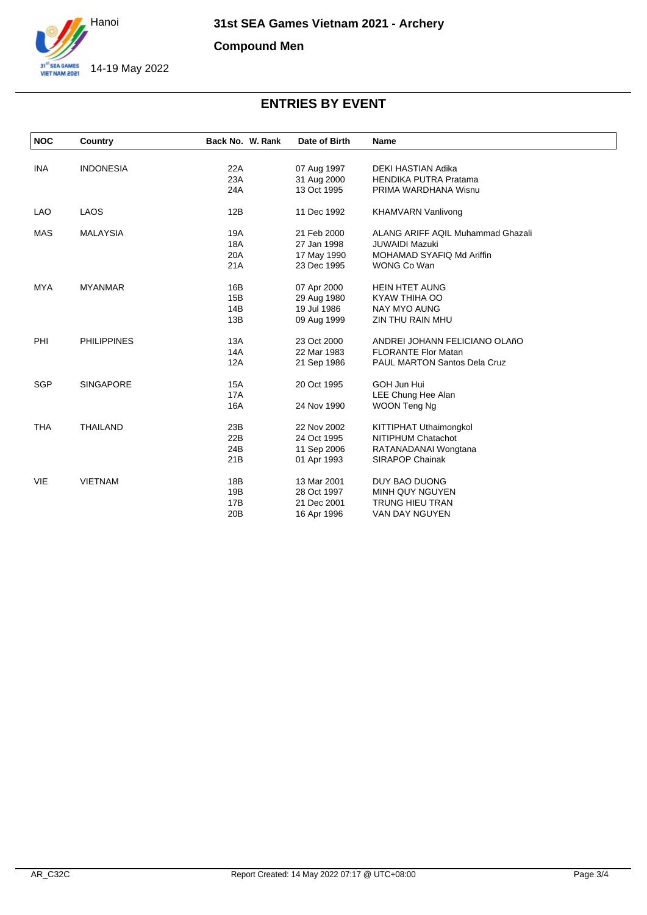# 31st SEA Games Vietnam 2021 - Archery

## Compound Men

Hanoi

14-19 May 2022

## ENTRIES BY EVENT

| NOC | Country | Back No. | W. Rank | Date of Birth | Name |
|---|---|---|---|---|---|
| INA | INDONESIA | 22A | | 07 Aug 1997 | DEKI HASTIAN Adika |
| | | 23A | | 31 Aug 2000 | HENDIKA PUTRA Pratama |
| | | 24A | | 13 Oct 1995 | PRIMA WARDHANA Wisnu |
| LAO | LAOS | 12B | | 11 Dec 1992 | KHAMVARN Vanlivong |
| MAS | MALAYSIA | 19A | | 21 Feb 2000 | ALANG ARIFF AQIL Muhammad Ghazali |
| | | 18A | | 27 Jan 1998 | JUWAIDI Mazuki |
| | | 20A | | 17 May 1990 | MOHAMAD SYAFIQ Md Ariffin |
| | | 21A | | 23 Dec 1995 | WONG Co Wan |
| MYA | MYANMAR | 16B | | 07 Apr 2000 | HEIN HTET AUNG |
| | | 15B | | 29 Aug 1980 | KYAW THIHA OO |
| | | 14B | | 19 Jul 1986 | NAY MYO AUNG |
| | | 13B | | 09 Aug 1999 | ZIN THU RAIN MHU |
| PHI | PHILIPPINES | 13A | | 23 Oct 2000 | ANDREI JOHANN FELICIANO OLAñO |
| | | 14A | | 22 Mar 1983 | FLORANTE Flor Matan |
| | | 12A | | 21 Sep 1986 | PAUL MARTON Santos Dela Cruz |
| SGP | SINGAPORE | 15A | | 20 Oct 1995 | GOH Jun Hui |
| | | 17A | | | LEE Chung Hee Alan |
| | | 16A | | 24 Nov 1990 | WOON Teng Ng |
| THA | THAILAND | 23B | | 22 Nov 2002 | KITTIPHAT Uthaimongkol |
| | | 22B | | 24 Oct 1995 | NITIPHUM Chatachot |
| | | 24B | | 11 Sep 2006 | RATANADANAI Wongtana |
| | | 21B | | 01 Apr 1993 | SIRAPOP Chainak |
| VIE | VIETNAM | 18B | | 13 Mar 2001 | DUY BAO DUONG |
| | | 19B | | 28 Oct 1997 | MINH QUY NGUYEN |
| | | 17B | | 21 Dec 2001 | TRUNG HIEU TRAN |
| | | 20B | | 16 Apr 1996 | VAN DAY NGUYEN |

AR_C32C    Report Created: 14 May 2022 07:17 @ UTC+08:00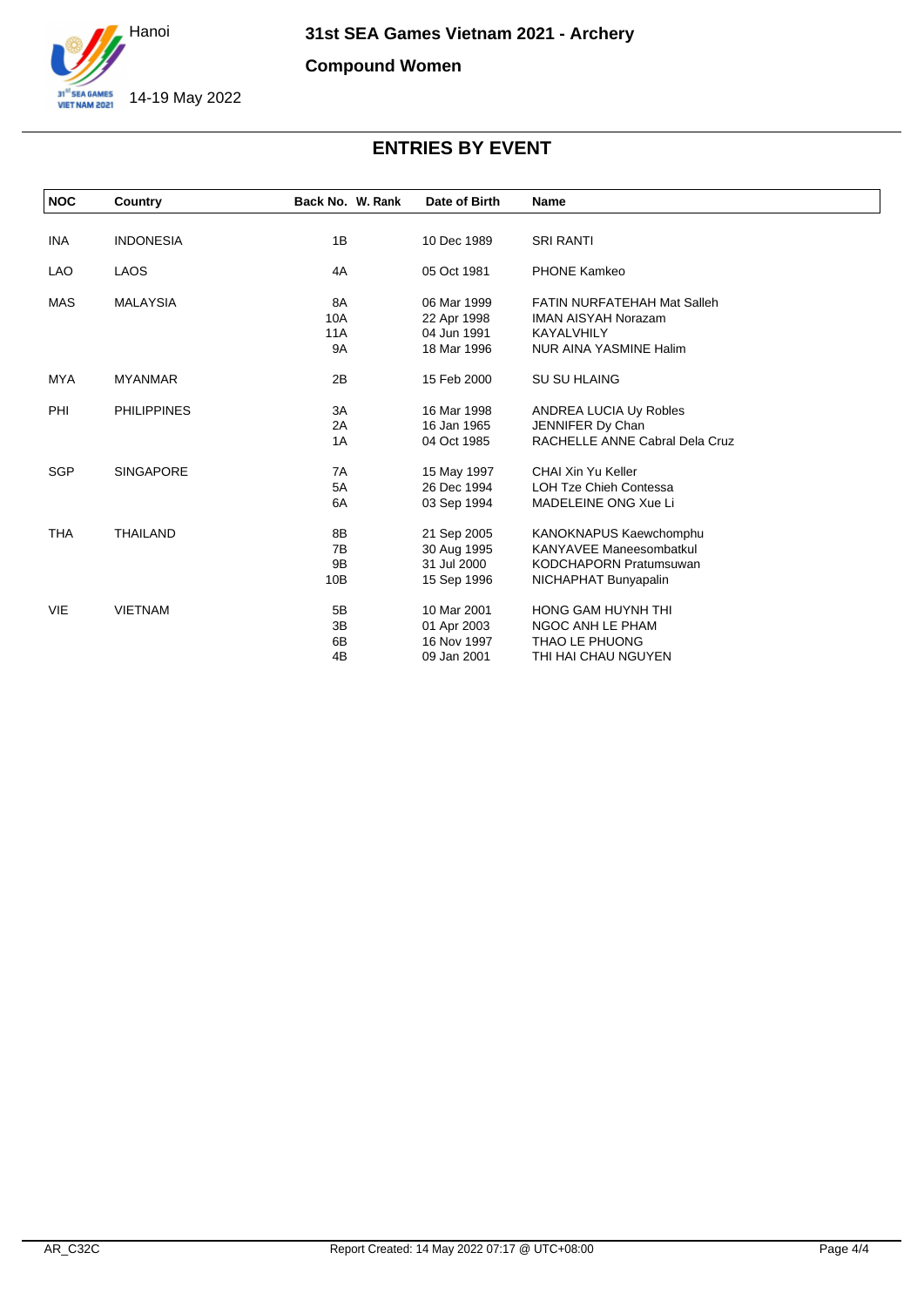# 31st SEA Games Vietnam 2021 - Archery

## Compound Women

Hanoi

14-19 May 2022

## ENTRIES BY EVENT

| NOC | Country | Back No. | W. Rank | Date of Birth | Name |
|---|---|---|---|---|---|
| INA | INDONESIA | 1B | | 10 Dec 1989 | SRI RANTI |
| LAO | LAOS | 4A | | 05 Oct 1981 | PHONE Kamkeo |
| MAS | MALAYSIA | 8A | | 06 Mar 1999 | FATIN NURFATEHAH Mat Salleh |
| | | 10A | | 22 Apr 1998 | IMAN AISYAH Norazam |
| | | 11A | | 04 Jun 1991 | KAYALVHILY |
| | | 9A | | 18 Mar 1996 | NUR AINA YASMINE Halim |
| MYA | MYANMAR | 2B | | 15 Feb 2000 | SU SU HLAING |
| PHI | PHILIPPINES | 3A | | 16 Mar 1998 | ANDREA LUCIA Uy Robles |
| | | 2A | | 16 Jan 1965 | JENNIFER Dy Chan |
| | | 1A | | 04 Oct 1985 | RACHELLE ANNE Cabral Dela Cruz |
| SGP | SINGAPORE | 7A | | 15 May 1997 | CHAI Xin Yu Keller |
| | | 5A | | 26 Dec 1994 | LOH Tze Chieh Contessa |
| | | 6A | | 03 Sep 1994 | MADELEINE ONG Xue Li |
| THA | THAILAND | 8B | | 21 Sep 2005 | KANOKNAPUS Kaewchomphu |
| | | 7B | | 30 Aug 1995 | KANYAVEE Maneesombatkul |
| | | 9B | | 31 Jul 2000 | KODCHAPORN Pratumsuwan |
| | | 10B | | 15 Sep 1996 | NICHAPHAT Bunyapalin |
| VIE | VIETNAM | 5B | | 10 Mar 2001 | HONG GAM HUYNH THI |
| | | 3B | | 01 Apr 2003 | NGOC ANH LE PHAM |
| | | 6B | | 16 Nov 1997 | THAO LE PHUONG |
| | | 4B | | 09 Jan 2001 | THI HAI CHAU NGUYEN |

AR_C32C

Report Created: 14 May 2022 07:17 @ UTC+08:00